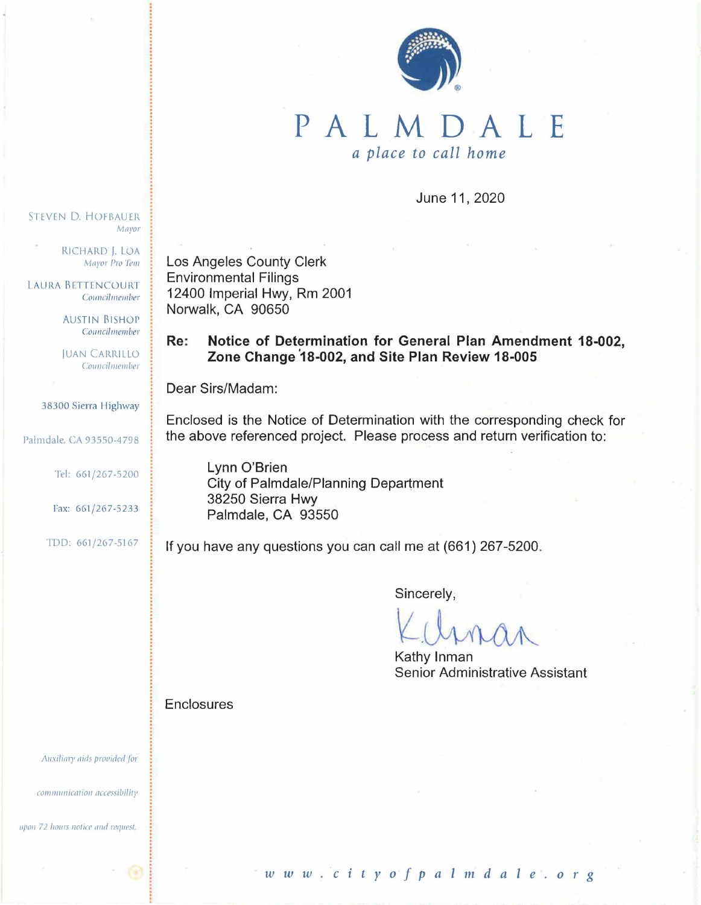# PALMDALE

*a place to call home*

STEVEN D. HOFBAUER
*Mayor*

RICHARD J. LOA
*Mayor Pro Tem*

LAURA BETTENCOURT
*Councilmember*

AUSTIN BISHOP
*Councilmember*

JUAN CARRILLO
*Councilmember*

38300 Sierra Highway

Palmdale, CA 93550-4798

Tel: 661/267-5200

Fax: 661/267-5233

TDD: 661/267-5167

*Auxiliary aids provided for communication accessibility upon 72 hours notice and request.*

June 11, 2020

Los Angeles County Clerk
Environmental Filings
12400 Imperial Hwy, Rm 2001
Norwalk, CA 90650

**Re: Notice of Determination for General Plan Amendment 18-002, Zone Change 18-002, and Site Plan Review 18-005**

Dear Sirs/Madam:

Enclosed is the Notice of Determination with the corresponding check for the above referenced project. Please process and return verification to:

> Lynn O'Brien
> City of Palmdale/Planning Department
> 38250 Sierra Hwy
> Palmdale, CA 93550

If you have any questions you can call me at (661) 267-5200.

Sincerely,

Kathy Inman
Senior Administrative Assistant

Enclosures

www.cityofpalmdale.org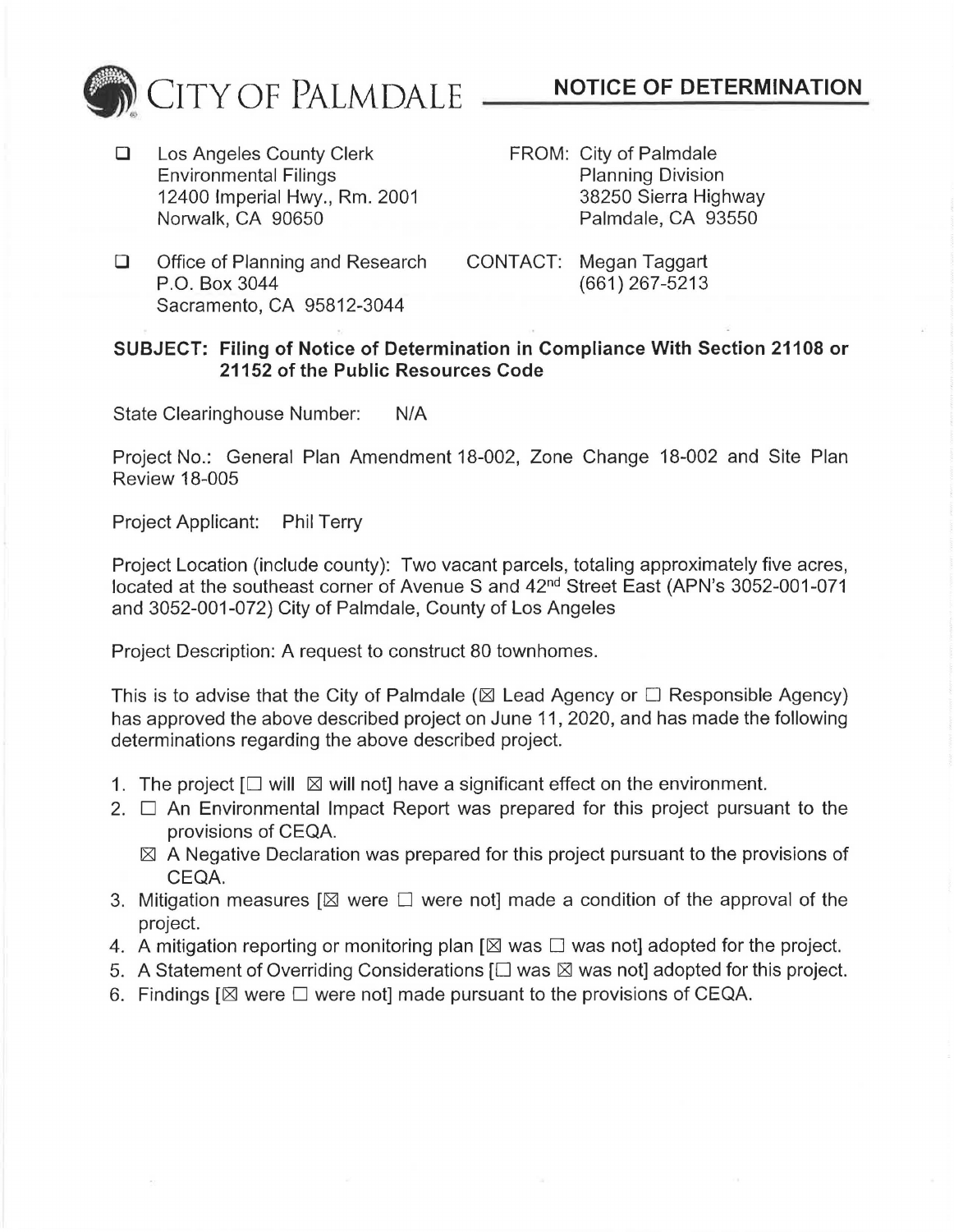# CITY OF PALMDALE — NOTICE OF DEMINATION

☐ Los Angeles County Clerk
Environmental Filings
12400 Imperial Hwy., Rm. 2001
Norwalk, CA 90650

FROM: City of Palmdale
Planning Division
38250 Sierra Highway
Palmdale, CA 93550

☐ Office of Planning and Research
P.O. Box 3044
Sacramento, CA 95812-3044

CONTACT: Megan Taggart
(661) 267-5213

**SUBJECT: Filing of Notice of Determination in Compliance With Section 21108 or 21152 of the Public Resources Code**

State Clearinghouse Number: N/A

Project No.: General Plan Amendment 18-002, Zone Change 18-002 and Site Plan Review 18-005

Project Applicant: Phil Terry

Project Location (include county): Two vacant parcels, totaling approximately five acres, located at the southeast corner of Avenue S and 42nd Street East (APN's 3052-001-071 and 3052-001-072) City of Palmdale, County of Los Angeles

Project Description: A request to construct 80 townhomes.

This is to advise that the City of Palmdale (☒ Lead Agency or ☐ Responsible Agency) has approved the above described project on June 11, 2020, and has made the following determinations regarding the above described project.

1. The project [☐ will ☒ will not] have a significant effect on the environment.
2. ☐ An Environmental Impact Report was prepared for this project pursuant to the provisions of CEQA.
   ☒ A Negative Declaration was prepared for this project pursuant to the provisions of CEQA.
3. Mitigation measures [☒ were ☐ were not] made a condition of the approval of the project.
4. A mitigation reporting or monitoring plan [☒ was ☐ was not] adopted for the project.
5. A Statement of Overriding Considerations [☐ was ☒ was not] adopted for this project.
6. Findings [☒ were ☐ were not] made pursuant to the provisions of CEQA.

# CITY OF PALMDALE — NOTICE OF DETERMINATION

☐ Los Angeles County Clerk
Environmental Filings
12400 Imperial Hwy., Rm. 2001
Norwalk, CA 90650

FROM: City of Palmdale
Planning Division
38250 Sierra Highway
Palmdale, CA 93550

☐ Office of Planning and Research
P.O. Box 3044
Sacramento, CA 95812-3044

CONTACT: Megan Taggart
(661) 267-5213

**SUBJECT: Filing of Notice of Determination in Compliance With Section 21108 or 21152 of the Public Resources Code**

State Clearinghouse Number: N/A

Project No.: General Plan Amendment 18-002, Zone Change 18-002 and Site Plan Review 18-005

Project Applicant: Phil Terry

Project Location (include county): Two vacant parcels, totaling approximately five acres, located at the southeast corner of Avenue S and 42nd Street East (APN's 3052-001-071 and 3052-001-072) City of Palmdale, County of Los Angeles

Project Description: A request to construct 80 townhomes.

This is to advise that the City of Palmdale (☒ Lead Agency or ☐ Responsible Agency) has approved the above described project on June 11, 2020, and has made the following determinations regarding the above described project.

1. The project [☐ will ☒ will not] have a significant effect on the environment.
2. ☐ An Environmental Impact Report was prepared for this project pursuant to the provisions of CEQA.
   ☒ A Negative Declaration was prepared for this project pursuant to the provisions of CEQA.
3. Mitigation measures [☒ were ☐ were not] made a condition of the approval of the project.
4. A mitigation reporting or monitoring plan [☒ was ☐ was not] adopted for the project.
5. A Statement of Overriding Considerations [☐ was ☒ was not] adopted for this project.
6. Findings [☒ were ☐ were not] made pursuant to the provisions of CEQA.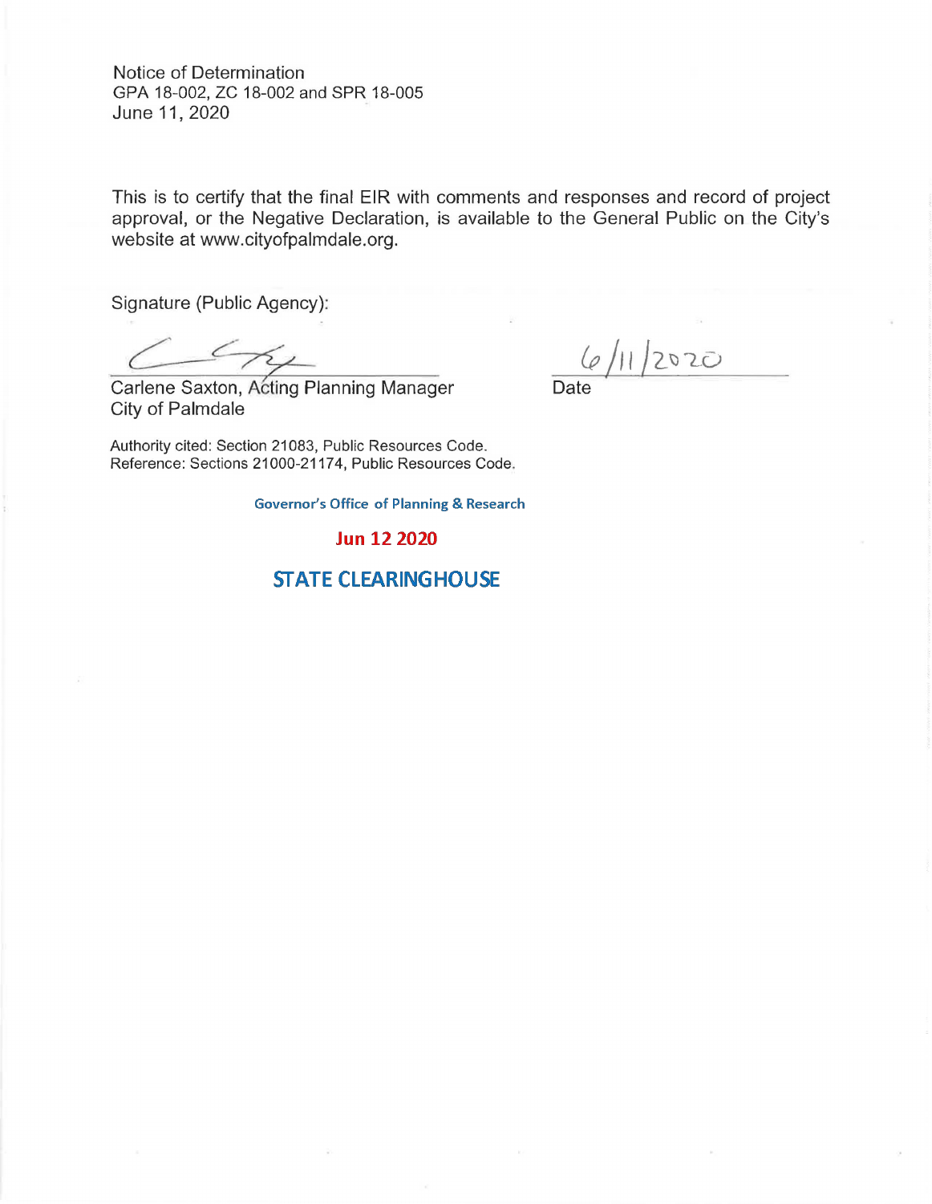Notice of Determination
GPA 18-002, ZC 18-002 and SPR 18-005
June 11, 2020

This is to certify that the final EIR with comments and responses and record of project approval, or the Negative Declaration, is available to the General Public on the City's website at www.cityofpalmdale.org.

Signature (Public Agency):

Carlene Saxton, Acting Planning Manager
City of Palmdale

6/11/2020
Date

Authority cited: Section 21083, Public Resources Code.
Reference: Sections 21000-21174, Public Resources Code.

Governor's Office of Planning & Research

Jun 12 2020

STATE CLEARINGHOUSE